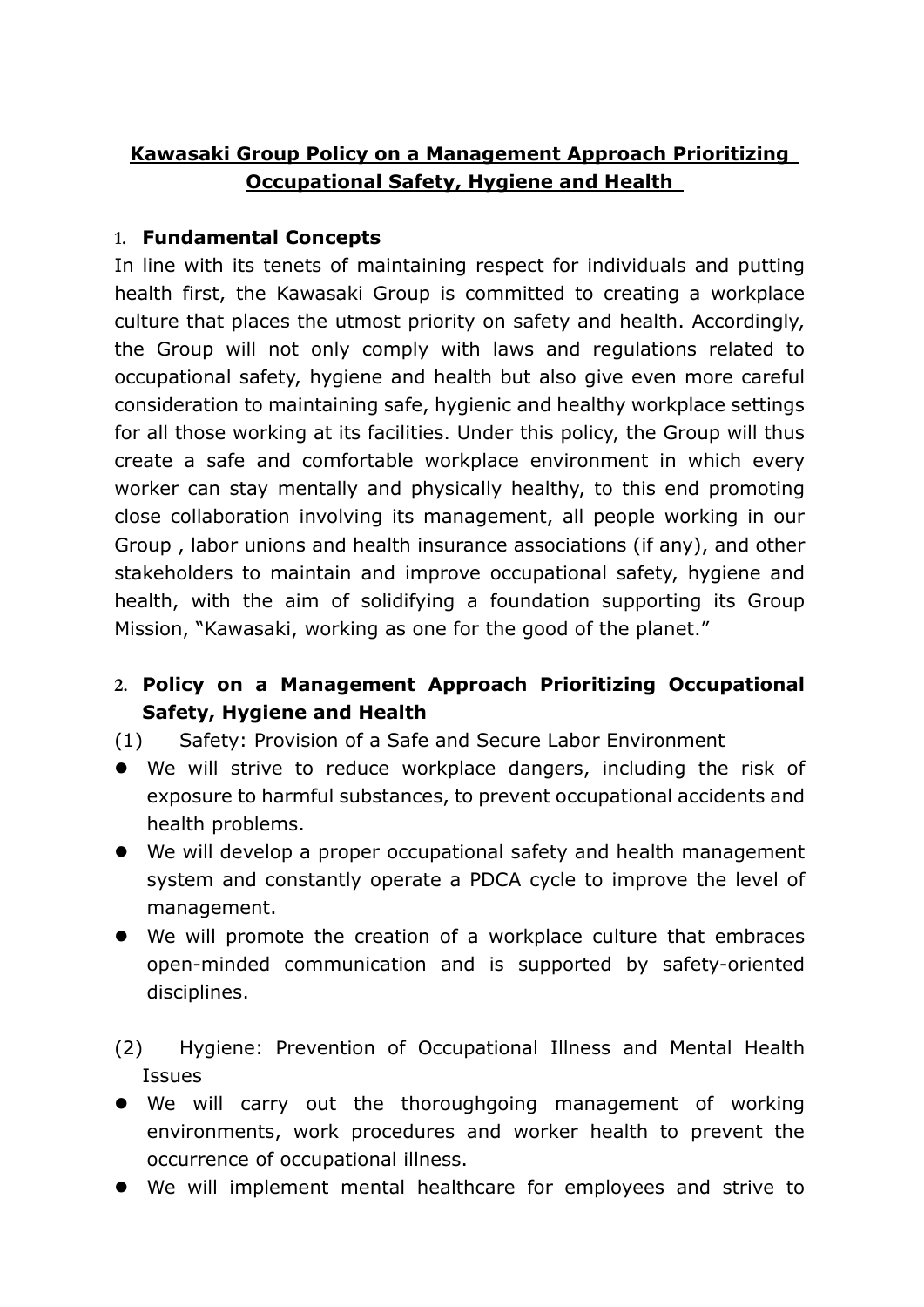# Kawasaki Group Policy on a Management Approach Prioritizing Occupational Safety, Hygiene and Health

## 1. Fundamental Concepts

In line with its tenets of maintaining respect for individuals and putting health first, the Kawasaki Group is committed to creating a workplace culture that places the utmost priority on safety and health. Accordingly, the Group will not only comply with laws and regulations related to occupational safety, hygiene and health but also give even more careful consideration to maintaining safe, hygienic and healthy workplace settings for all those working at its facilities. Under this policy, the Group will thus create a safe and comfortable workplace environment in which every worker can stay mentally and physically healthy, to this end promoting close collaboration involving its management, all people working in our Group , labor unions and health insurance associations (if any), and other stakeholders to maintain and improve occupational safety, hygiene and health, with the aim of solidifying a foundation supporting its Group Mission, "Kawasaki, working as one for the good of the planet."

## 2. Policy on a Management Approach Prioritizing Occupational Safety, Hygiene and Health

(1) Safety: Provision of a Safe and Secure Labor Environment

- We will strive to reduce workplace dangers, including the risk of exposure to harmful substances, to prevent occupational accidents and health problems.
- We will develop a proper occupational safety and health management system and constantly operate a PDCA cycle to improve the level of management.
- We will promote the creation of a workplace culture that embraces open-minded communication and is supported by safety-oriented disciplines.

(2) Hygiene: Prevention of Occupational Illness and Mental Health Issues

- We will carry out the thoroughgoing management of working environments, work procedures and worker health to prevent the occurrence of occupational illness.
- We will implement mental healthcare for employees and strive to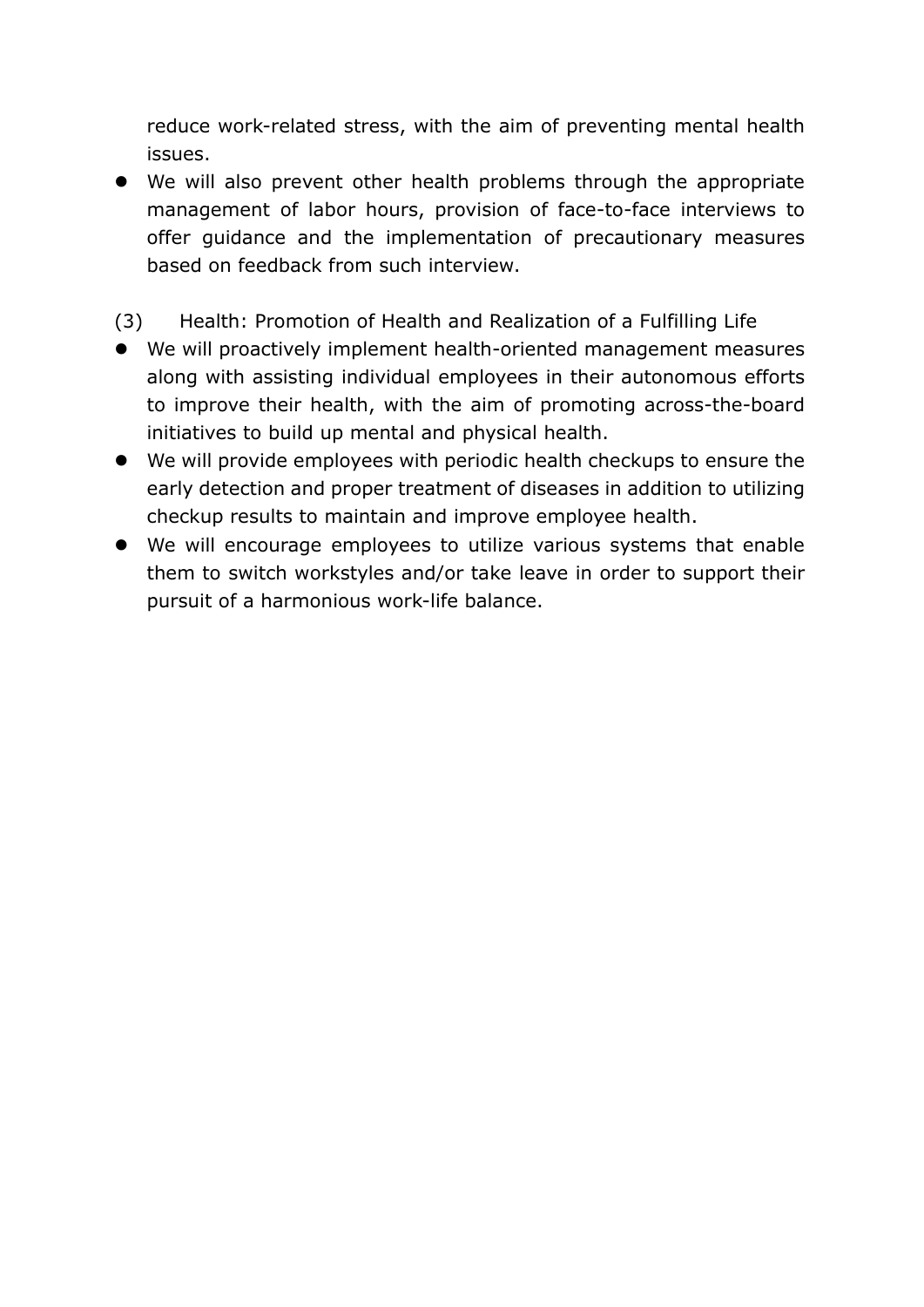reduce work-related stress, with the aim of preventing mental health issues.

- We will also prevent other health problems through the appropriate management of labor hours, provision of face-to-face interviews to offer guidance and the implementation of precautionary measures based on feedback from such interview.

(3) Health: Promotion of Health and Realization of a Fulfilling Life

- We will proactively implement health-oriented management measures along with assisting individual employees in their autonomous efforts to improve their health, with the aim of promoting across-the-board initiatives to build up mental and physical health.
- We will provide employees with periodic health checkups to ensure the early detection and proper treatment of diseases in addition to utilizing checkup results to maintain and improve employee health.
- We will encourage employees to utilize various systems that enable them to switch workstyles and/or take leave in order to support their pursuit of a harmonious work-life balance.